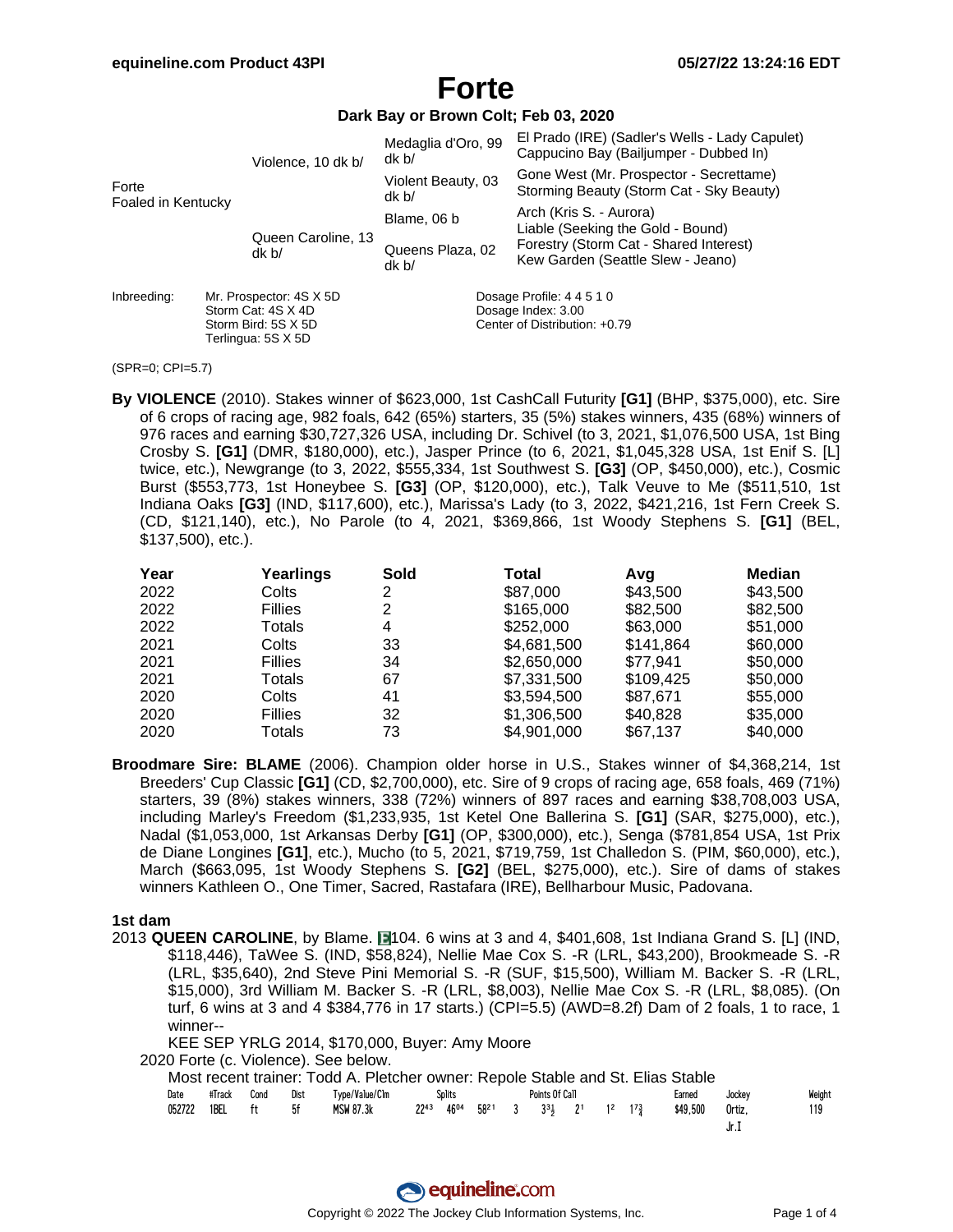# Forte

**Dark Bay or Brown Colt; Feb 03, 2020**

| | | | |
|---|---|---|---|
| Forte Foaled in Kentucky | Violence, 10 dk b/ | Medaglia d'Oro, 99 dk b/ | El Prado (IRE) (Sadler's Wells - Lady Capulet) Cappucino Bay (Bailjumper - Dubbed In) |
| | | Violent Beauty, 03 dk b/ | Gone West (Mr. Prospector - Secrettame) Storming Beauty (Storm Cat - Sky Beauty) |
| | Queen Caroline, 13 dk b/ | Blame, 06 b | Arch (Kris S. - Aurora) Liable (Seeking the Gold - Bound) |
| | | Queens Plaza, 02 dk b/ | Forestry (Storm Cat - Shared Interest) Kew Garden (Seattle Slew - Jeano) |

Inbreeding: Mr. Prospector: 4S X 5D
Storm Cat: 4S X 4D
Storm Bird: 5S X 5D
Terlingua: 5S X 5D

Dosage Profile: 4 4 5 1 0
Dosage Index: 3.00
Center of Distribution: +0.79

(SPR=0; CPI=5.7)

**By VIOLENCE** (2010). Stakes winner of $623,000, 1st CashCall Futurity **[G1]** (BHP, $375,000), etc. Sire of 6 crops of racing age, 982 foals, 642 (65%) starters, 35 (5%) stakes winners, 435 (68%) winners of 976 races and earning $30,727,326 USA, including Dr. Schivel (to 3, 2021, $1,076,500 USA, 1st Bing Crosby S. **[G1]** (DMR, $180,000), etc.), Jasper Prince (to 6, 2021, $1,045,328 USA, 1st Enif S. [L] twice, etc.), Newgrange (to 3, 2022, $555,334, 1st Southwest S. **[G3]** (OP, $450,000), etc.), Cosmic Burst ($553,773, 1st Honeybee S. **[G3]** (OP, $120,000), etc.), Talk Veuve to Me ($511,510, 1st Indiana Oaks **[G3]** (IND, $117,600), etc.), Marissa's Lady (to 3, 2022, $421,216, 1st Fern Creek S. (CD, $121,140), etc.), No Parole (to 4, 2021, $369,866, 1st Woody Stephens S. **[G1]** (BEL, $137,500), etc.).

| Year | Yearlings | Sold | Total | Avg | Median |
|---|---|---|---|---|---|
| 2022 | Colts | 2 | $87,000 | $43,500 | $43,500 |
| 2022 | Fillies | 2 | $165,000 | $82,500 | $82,500 |
| 2022 | Totals | 4 | $252,000 | $63,000 | $51,000 |
| 2021 | Colts | 33 | $4,681,500 | $141,864 | $60,000 |
| 2021 | Fillies | 34 | $2,650,000 | $77,941 | $50,000 |
| 2021 | Totals | 67 | $7,331,500 | $109,425 | $50,000 |
| 2020 | Colts | 41 | $3,594,500 | $87,671 | $55,000 |
| 2020 | Fillies | 32 | $1,306,500 | $40,828 | $35,000 |
| 2020 | Totals | 73 | $4,901,000 | $67,137 | $40,000 |

**Broodmare Sire: BLAME** (2006). Champion older horse in U.S., Stakes winner of $4,368,214, 1st Breeders' Cup Classic **[G1]** (CD, $2,700,000), etc. Sire of 9 crops of racing age, 658 foals, 469 (71%) starters, 39 (8%) stakes winners, 338 (72%) winners of 897 races and earning $38,708,003 USA, including Marley's Freedom ($1,233,935, 1st Ketel One Ballerina S. **[G1]** (SAR, $275,000), etc.), Nadal ($1,053,000, 1st Arkansas Derby **[G1]** (OP, $300,000), etc.), Senga ($781,854 USA, 1st Prix de Diane Longines **[G1]**, etc.), Mucho (to 5, 2021, $719,759, 1st Challedon S. (PIM, $60,000), etc.), March ($663,095, 1st Woody Stephens S. **[G2]** (BEL, $275,000), etc.). Sire of dams of stakes winners Kathleen O., One Timer, Sacred, Rastafara (IRE), Bellharbour Music, Padovana.

### 1st dam

2013 **QUEEN CAROLINE**, by Blame. E104. 6 wins at 3 and 4, $401,608, 1st Indiana Grand S. [L] (IND, $118,446), TaWee S. (IND, $58,824), Nellie Mae Cox S. -R (LRL, $43,200), Brookmeade S. -R (LRL, $35,640), 2nd Steve Pini Memorial S. -R (SUF, $15,500), William M. Backer S. -R (LRL, $15,000), 3rd William M. Backer S. -R (LRL, $8,003), Nellie Mae Cox S. -R (LRL, $8,085). (On turf, 6 wins at 3 and 4 $384,776 in 17 starts.) (CPI=5.5) (AWD=8.2f) Dam of 2 foals, 1 to race, 1 winner--

KEE SEP YRLG 2014, $170,000, Buyer: Amy Moore

2020 Forte (c. Violence). See below.

Most recent trainer: Todd A. Pletcher owner: Repole Stable and St. Elias Stable

| Date | #Track | Cond | Dist | Type/Value/Clm | Splits | | | Points Of Call | | | | | Earned | Jockey | Weight |
|---|---|---|---|---|---|---|---|---|---|---|---|---|---|---|---|
| 052722 | 1BEL | ft | 5f | MSW 87.3k | 22⁴³ | 46⁰⁴ | 58²¹ | 3 | 3¹½ | 2¹ | 1² | 1⁷¾ | $49,500 | Ortiz, Jr.I | 119 |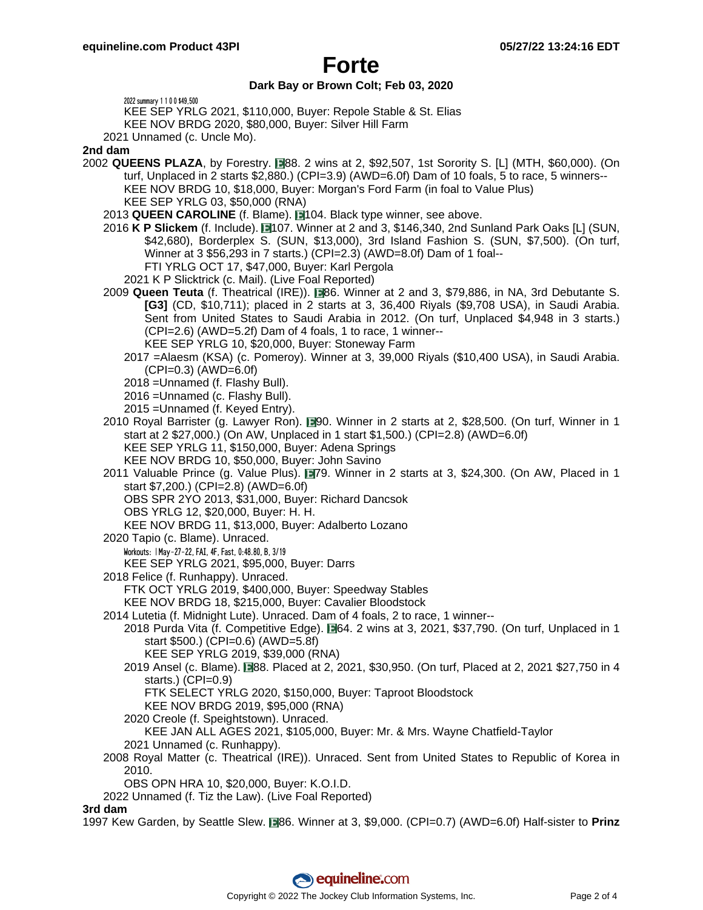# Forte

**Dark Bay or Brown Colt; Feb 03, 2020**

2022 summary 1 1 0 0 $49,500

KEE SEP YRLG 2021, $110,000, Buyer: Repole Stable & St. Elias

KEE NOV BRDG 2020, $80,000, Buyer: Silver Hill Farm

2021 Unnamed (c. Uncle Mo).

**2nd dam**

2002 **QUEENS PLAZA**, by Forestry. E88. 2 wins at 2, $92,507, 1st Sorority S. [L] (MTH, $60,000). (On turf, Unplaced in 2 starts $2,880.) (CPI=3.9) (AWD=6.0f) Dam of 10 foals, 5 to race, 5 winners--

KEE NOV BRDG 10, $18,000, Buyer: Morgan's Ford Farm (in foal to Value Plus)

KEE SEP YRLG 03, $50,000 (RNA)

2013 **QUEEN CAROLINE** (f. Blame). E104. Black type winner, see above.

2016 **K P Slickem** (f. Include). E107. Winner at 2 and 3, $146,340, 2nd Sunland Park Oaks [L] (SUN, $42,680), Borderplex S. (SUN, $13,000), 3rd Island Fashion S. (SUN, $7,500). (On turf, Winner at 3 $56,293 in 7 starts.) (CPI=2.3) (AWD=8.0f) Dam of 1 foal--

FTI YRLG OCT 17, $47,000, Buyer: Karl Pergola

2021 K P Slicktrick (c. Mail). (Live Foal Reported)

2009 **Queen Teuta** (f. Theatrical (IRE)). E86. Winner at 2 and 3, $79,886, in NA, 3rd Debutante S. **[G3]** (CD, $10,711); placed in 2 starts at 3, 36,400 Riyals ($9,708 USA), in Saudi Arabia. Sent from United States to Saudi Arabia in 2012. (On turf, Unplaced $4,948 in 3 starts.) (CPI=2.6) (AWD=5.2f) Dam of 4 foals, 1 to race, 1 winner--

KEE SEP YRLG 10, $20,000, Buyer: Stoneway Farm

2017 =Alaesm (KSA) (c. Pomeroy). Winner at 3, 39,000 Riyals ($10,400 USA), in Saudi Arabia. (CPI=0.3) (AWD=6.0f)

2018 =Unnamed (f. Flashy Bull).

2016 =Unnamed (c. Flashy Bull).

2015 =Unnamed (f. Keyed Entry).

2010 Royal Barrister (g. Lawyer Ron). E90. Winner in 2 starts at 2, $28,500. (On turf, Winner in 1 start at 2 $27,000.) (On AW, Unplaced in 1 start $1,500.) (CPI=2.8) (AWD=6.0f)

KEE SEP YRLG 11, $150,000, Buyer: Adena Springs

KEE NOV BRDG 10, $50,000, Buyer: John Savino

2011 Valuable Prince (g. Value Plus). E79. Winner in 2 starts at 3, $24,300. (On AW, Placed in 1 start $7,200.) (CPI=2.8) (AWD=6.0f)

OBS SPR 2YO 2013, $31,000, Buyer: Richard Dancsok

OBS YRLG 12, $20,000, Buyer: H. H.

KEE NOV BRDG 11, $13,000, Buyer: Adalberto Lozano

2020 Tapio (c. Blame). Unraced.

Workouts: |May-27-22, FAI, 4F, Fast, 0:48.80, B, 3/19

KEE SEP YRLG 2021, $95,000, Buyer: Darrs

2018 Felice (f. Runhappy). Unraced.

FTK OCT YRLG 2019, $400,000, Buyer: Speedway Stables

KEE NOV BRDG 18, $215,000, Buyer: Cavalier Bloodstock

2014 Lutetia (f. Midnight Lute). Unraced. Dam of 4 foals, 2 to race, 1 winner--

2018 Purda Vita (f. Competitive Edge). E64. 2 wins at 3, 2021, $37,790. (On turf, Unplaced in 1 start $500.) (CPI=0.6) (AWD=5.8f)

KEE SEP YRLG 2019, $39,000 (RNA)

2019 Ansel (c. Blame). E88. Placed at 2, 2021, $30,950. (On turf, Placed at 2, 2021 $27,750 in 4 starts.) (CPI=0.9)

FTK SELECT YRLG 2020, $150,000, Buyer: Taproot Bloodstock

KEE NOV BRDG 2019, $95,000 (RNA)

2020 Creole (f. Speightstown). Unraced.

KEE JAN ALL AGES 2021, $105,000, Buyer: Mr. & Mrs. Wayne Chatfield-Taylor

2021 Unnamed (c. Runhappy).

2008 Royal Matter (c. Theatrical (IRE)). Unraced. Sent from United States to Republic of Korea in 2010.

OBS OPN HRA 10, $20,000, Buyer: K.O.I.D.

2022 Unnamed (f. Tiz the Law). (Live Foal Reported)

**3rd dam**

1997 Kew Garden, by Seattle Slew. E86. Winner at 3, $9,000. (CPI=0.7) (AWD=6.0f) Half-sister to **Prinz**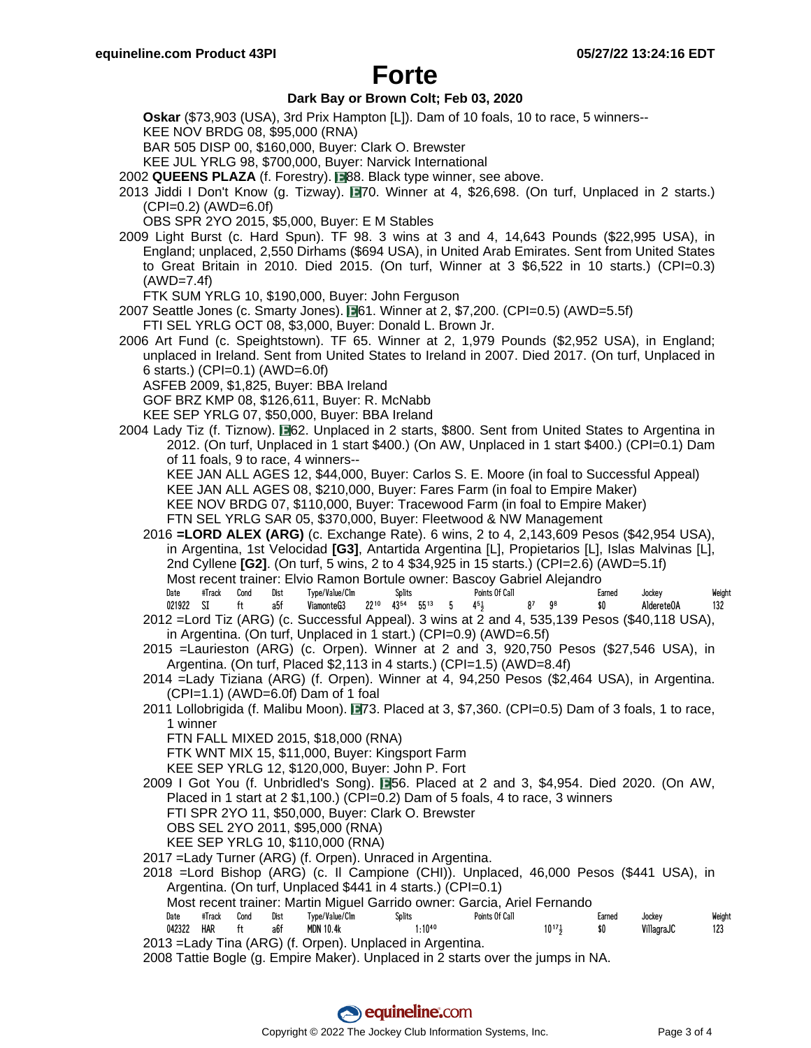# Forte

**Dark Bay or Brown Colt; Feb 03, 2020**

**Oskar** ($73,903 (USA), 3rd Prix Hampton [L]). Dam of 10 foals, 10 to race, 5 winners--
KEE NOV BRDG 08, $95,000 (RNA)
BAR 505 DISP 00, $160,000, Buyer: Clark O. Brewster
KEE JUL YRLG 98, $700,000, Buyer: Narvick International

2002 **QUEENS PLAZA** (f. Forestry). E88. Black type winner, see above.

2013 Jiddi I Don't Know (g. Tizway). E70. Winner at 4, $26,698. (On turf, Unplaced in 2 starts.) (CPI=0.2) (AWD=6.0f)
OBS SPR 2YO 2015, $5,000, Buyer: E M Stables

2009 Light Burst (c. Hard Spun). TF 98. 3 wins at 3 and 4, 14,643 Pounds ($22,995 USA), in England; unplaced, 2,550 Dirhams ($694 USA), in United Arab Emirates. Sent from United States to Great Britain in 2010. Died 2015. (On turf, Winner at 3 $6,522 in 10 starts.) (CPI=0.3) (AWD=7.4f)
FTK SUM YRLG 10, $190,000, Buyer: John Ferguson

2007 Seattle Jones (c. Smarty Jones). E61. Winner at 2, $7,200. (CPI=0.5) (AWD=5.5f)
FTI SEL YRLG OCT 08, $3,000, Buyer: Donald L. Brown Jr.

2006 Art Fund (c. Speightstown). TF 65. Winner at 2, 1,979 Pounds ($2,952 USA), in England; unplaced in Ireland. Sent from United States to Ireland in 2007. Died 2017. (On turf, Unplaced in 6 starts.) (CPI=0.1) (AWD=6.0f)
ASFEB 2009, $1,825, Buyer: BBA Ireland
GOF BRZ KMP 08, $126,611, Buyer: R. McNabb
KEE SEP YRLG 07, $50,000, Buyer: BBA Ireland

2004 Lady Tiz (f. Tiznow). E62. Unplaced in 2 starts, $800. Sent from United States to Argentina in 2012. (On turf, Unplaced in 1 start $400.) (On AW, Unplaced in 1 start $400.) (CPI=0.1) Dam of 11 foals, 9 to race, 4 winners--
KEE JAN ALL AGES 12, $44,000, Buyer: Carlos S. E. Moore (in foal to Successful Appeal)
KEE JAN ALL AGES 08, $210,000, Buyer: Fares Farm (in foal to Empire Maker)
KEE NOV BRDG 07, $110,000, Buyer: Tracewood Farm (in foal to Empire Maker)
FTN SEL YRLG SAR 05, $370,000, Buyer: Fleetwood & NW Management

2016 **=LORD ALEX (ARG)** (c. Exchange Rate). 6 wins, 2 to 4, 2,143,609 Pesos ($42,954 USA), in Argentina, 1st Velocidad **[G3]**, Antartida Argentina [L], Propietarios [L], Islas Malvinas [L], 2nd Cyllene **[G2]**. (On turf, 5 wins, 2 to 4 $34,925 in 15 starts.) (CPI=2.6) (AWD=5.1f)
Most recent trainer: Elvio Ramon Bortule owner: Bascoy Gabriel Alejandro

| Date | #Track | Cond | Dist | Type/Value/Clm | Splits | | | Points Of Call | | | | Earned | Jockey | Weight |
|---|---|---|---|---|---|---|---|---|---|---|---|---|---|---|
| 021922 | SI | ft | a5f | ViamonteG3 | 22 10 | 43 54 | 55 13 | 5 | 4 5½ | 8 7 | 9 8 | $0 | AldereteOA | 132 |

2012 =Lord Tiz (ARG) (c. Successful Appeal). 3 wins at 2 and 4, 535,139 Pesos ($40,118 USA), in Argentina. (On turf, Unplaced in 1 start.) (CPI=0.9) (AWD=6.5f)

2015 =Laurieston (ARG) (c. Orpen). Winner at 2 and 3, 920,750 Pesos ($27,546 USA), in Argentina. (On turf, Placed $2,113 in 4 starts.) (CPI=1.5) (AWD=8.4f)

2014 =Lady Tiziana (ARG) (f. Orpen). Winner at 4, 94,250 Pesos ($2,464 USA), in Argentina. (CPI=1.1) (AWD=6.0f) Dam of 1 foal

2011 Lollobrigida (f. Malibu Moon). E73. Placed at 3, $7,360. (CPI=0.5) Dam of 3 foals, 1 to race, 1 winner
FTN FALL MIXED 2015, $18,000 (RNA)
FTK WNT MIX 15, $11,000, Buyer: Kingsport Farm
KEE SEP YRLG 12, $120,000, Buyer: John P. Fort

2009 I Got You (f. Unbridled's Song). E56. Placed at 2 and 3, $4,954. Died 2020. (On AW, Placed in 1 start at 2 $1,100.) (CPI=0.2) Dam of 5 foals, 4 to race, 3 winners
FTI SPR 2YO 11, $50,000, Buyer: Clark O. Brewster
OBS SEL 2YO 2011, $95,000 (RNA)
KEE SEP YRLG 10, $110,000 (RNA)

2017 =Lady Turner (ARG) (f. Orpen). Unraced in Argentina.

2018 =Lord Bishop (ARG) (c. Il Campione (CHI)). Unplaced, 46,000 Pesos ($441 USA), in Argentina. (On turf, Unplaced $441 in 4 starts.) (CPI=0.1)
Most recent trainer: Martin Miguel Garrido owner: Garcia, Ariel Fernando

| Date | #Track | Cond | Dist | Type/Value/Clm | Splits | Points Of Call | Earned | Jockey | Weight |
|---|---|---|---|---|---|---|---|---|---|
| 042322 | HAR | ft | a6f | MDN 10.4k | 1:10 40 | 10 17½ | $0 | VillagraJC | 123 |

2013 =Lady Tina (ARG) (f. Orpen). Unplaced in Argentina.

2008 Tattie Bogle (g. Empire Maker). Unplaced in 2 starts over the jumps in NA.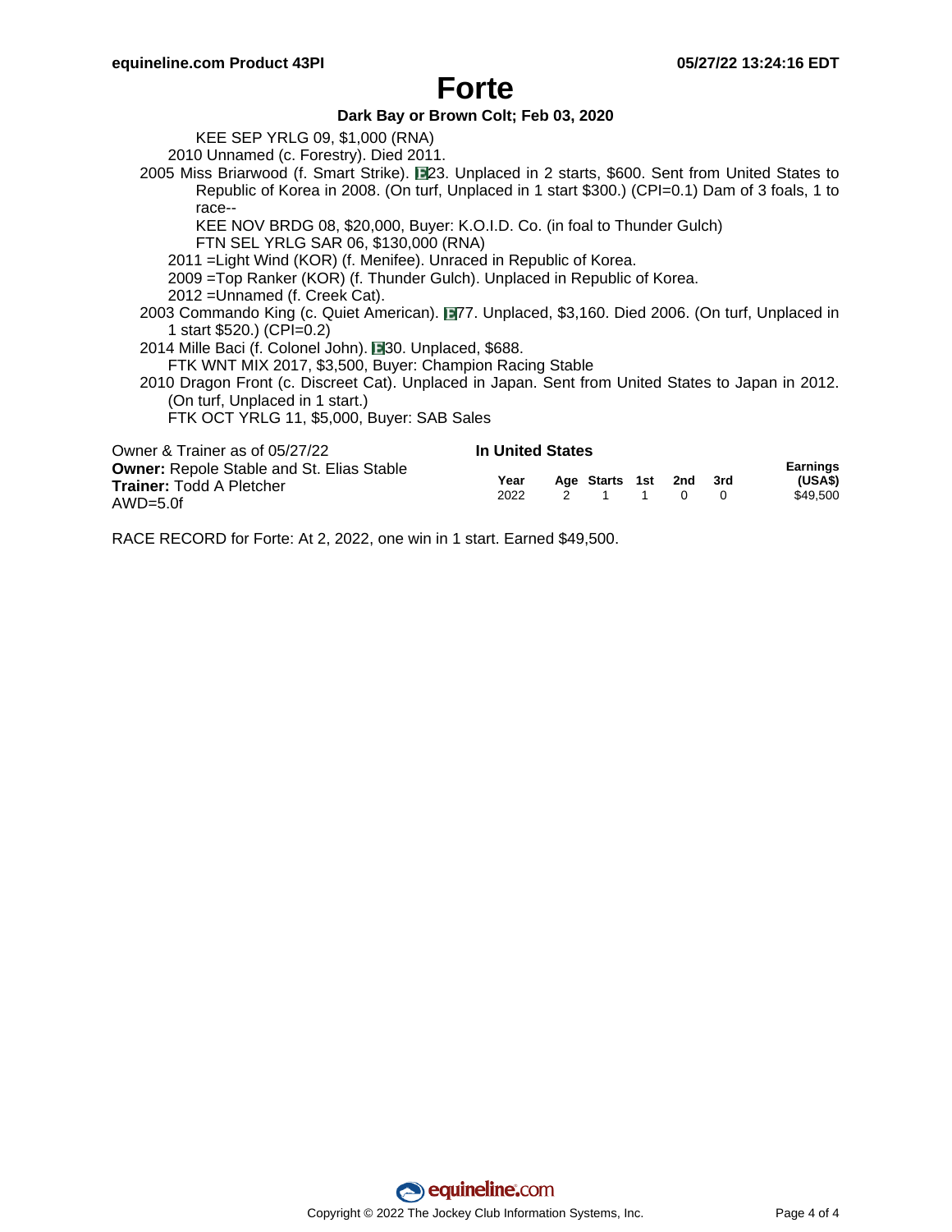# Forte

**Dark Bay or Brown Colt; Feb 03, 2020**

KEE SEP YRLG 09, $1,000 (RNA)
2010 Unnamed (c. Forestry). Died 2011.
2005 Miss Briarwood (f. Smart Strike). E23. Unplaced in 2 starts, $600. Sent from United States to Republic of Korea in 2008. (On turf, Unplaced in 1 start $300.) (CPI=0.1) Dam of 3 foals, 1 to race--
KEE NOV BRDG 08, $20,000, Buyer: K.O.I.D. Co. (in foal to Thunder Gulch)
FTN SEL YRLG SAR 06, $130,000 (RNA)
2011 =Light Wind (KOR) (f. Menifee). Unraced in Republic of Korea.
2009 =Top Ranker (KOR) (f. Thunder Gulch). Unplaced in Republic of Korea.
2012 =Unnamed (f. Creek Cat).
2003 Commando King (c. Quiet American). E77. Unplaced, $3,160. Died 2006. (On turf, Unplaced in 1 start $520.) (CPI=0.2)
2014 Mille Baci (f. Colonel John). E30. Unplaced, $688.
FTK WNT MIX 2017, $3,500, Buyer: Champion Racing Stable
2010 Dragon Front (c. Discreet Cat). Unplaced in Japan. Sent from United States to Japan in 2012. (On turf, Unplaced in 1 start.)
FTK OCT YRLG 11, $5,000, Buyer: SAB Sales

Owner & Trainer as of 05/27/22
**Owner:** Repole Stable and St. Elias Stable
**Trainer:** Todd A Pletcher
AWD=5.0f

**In United States**

| Year | Age | Starts | 1st | 2nd | 3rd | Earnings (USA$) |
|---|---|---|---|---|---|---|
| 2022 | 2 | 1 | 1 | 0 | 0 | $49,500 |

RACE RECORD for Forte: At 2, 2022, one win in 1 start. Earned $49,500.

Copyright © 2022 The Jockey Club Information Systems, Inc.